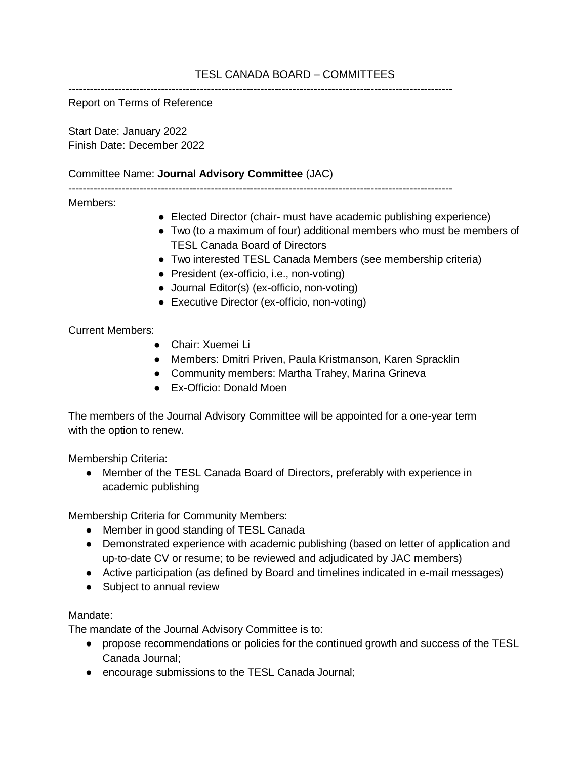# TESL CANADA BOARD – COMMITTEES

---

Report on Terms of Reference

Start Date: January 2022
Finish Date: December 2022

Committee Name: **Journal Advisory Committee** (JAC)

---

Members:

- Elected Director (chair- must have academic publishing experience)
- Two (to a maximum of four) additional members who must be members of TESL Canada Board of Directors
- Two interested TESL Canada Members (see membership criteria)
- President (ex-officio, i.e., non-voting)
- Journal Editor(s) (ex-officio, non-voting)
- Executive Director (ex-officio, non-voting)

Current Members:

- Chair: Xuemei Li
- Members: Dmitri Priven, Paula Kristmanson, Karen Spracklin
- Community members: Martha Trahey, Marina Grineva
- Ex-Officio: Donald Moen

The members of the Journal Advisory Committee will be appointed for a one-year term with the option to renew.

Membership Criteria:

- Member of the TESL Canada Board of Directors, preferably with experience in academic publishing

Membership Criteria for Community Members:

- Member in good standing of TESL Canada
- Demonstrated experience with academic publishing (based on letter of application and up-to-date CV or resume; to be reviewed and adjudicated by JAC members)
- Active participation (as defined by Board and timelines indicated in e-mail messages)
- Subject to annual review

Mandate:
The mandate of the Journal Advisory Committee is to:

- propose recommendations or policies for the continued growth and success of the TESL Canada Journal;
- encourage submissions to the TESL Canada Journal;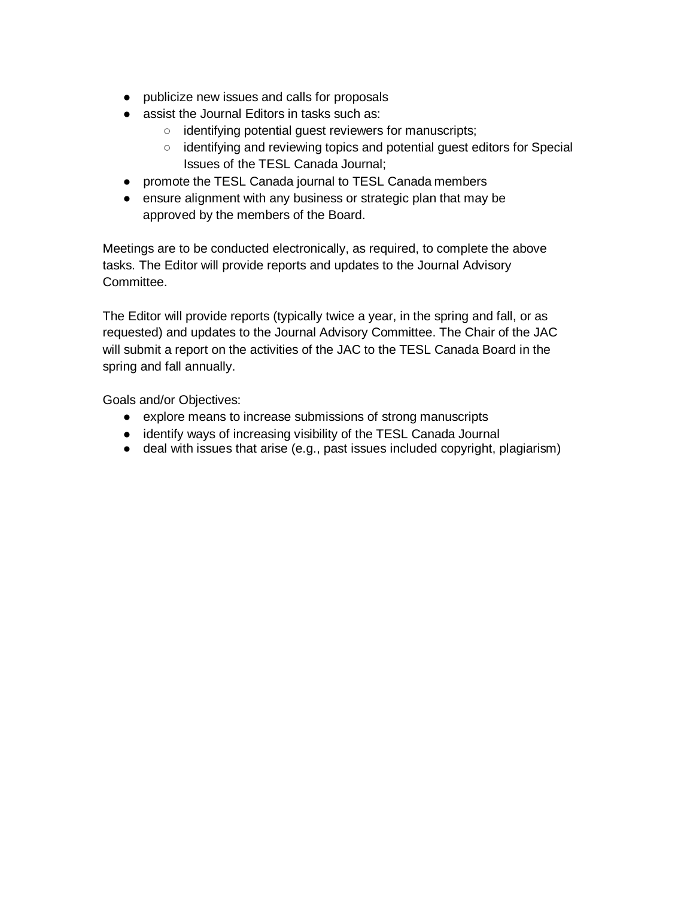- publicize new issues and calls for proposals
- assist the Journal Editors in tasks such as:
    - identifying potential guest reviewers for manuscripts;
    - identifying and reviewing topics and potential guest editors for Special Issues of the TESL Canada Journal;
- promote the TESL Canada journal to TESL Canada members
- ensure alignment with any business or strategic plan that may be approved by the members of the Board.

Meetings are to be conducted electronically, as required, to complete the above tasks. The Editor will provide reports and updates to the Journal Advisory Committee.

The Editor will provide reports (typically twice a year, in the spring and fall, or as requested) and updates to the Journal Advisory Committee. The Chair of the JAC will submit a report on the activities of the JAC to the TESL Canada Board in the spring and fall annually.

Goals and/or Objectives:

- explore means to increase submissions of strong manuscripts
- identify ways of increasing visibility of the TESL Canada Journal
- deal with issues that arise (e.g., past issues included copyright, plagiarism)